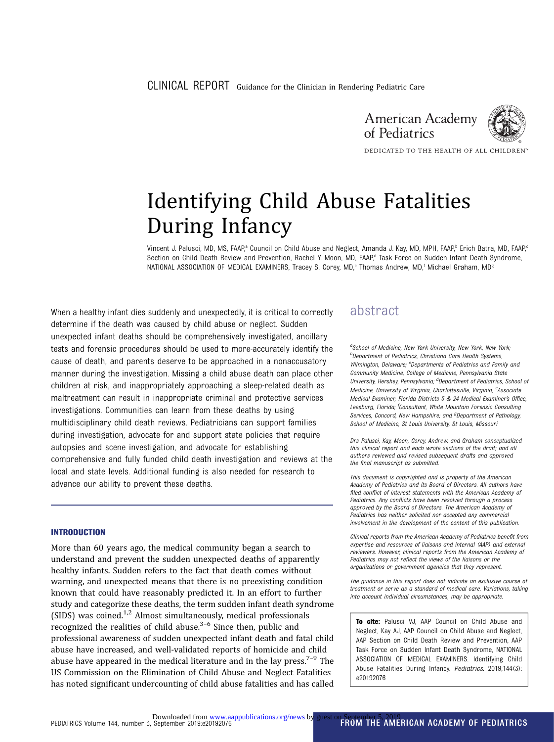CLINICAL REPORT Guidance for the Clinician in Rendering Pediatric Care

American Academy of Pediatrics

DEDICATED TO THE HEALTH OF ALL CHILDREN™

# Identifying Child Abuse Fatalities During Infancy

Vincent J. Palusci, MD, MS, FAAP,[a] Council on Child Abuse and Neglect, Amanda J. Kay, MD, MPH, FAAP,[b] Erich Batra, MD, FAAP,[c] Section on Child Death Review and Prevention, Rachel Y. Moon, MD, FAAP,[d] Task Force on Sudden Infant Death Syndrome, NATIONAL ASSOCIATION OF MEDICAL EXAMINERS, Tracey S. Corey, MD,[e] Thomas Andrew, MD,[f] Michael Graham, MD[g]

## abstract

When a healthy infant dies suddenly and unexpectedly, it is critical to correctly determine if the death was caused by child abuse or neglect. Sudden unexpected infant deaths should be comprehensively investigated, ancillary tests and forensic procedures should be used to more-accurately identify the cause of death, and parents deserve to be approached in a nonaccusatory manner during the investigation. Missing a child abuse death can place other children at risk, and inappropriately approaching a sleep-related death as maltreatment can result in inappropriate criminal and protective services investigations. Communities can learn from these deaths by using multidisciplinary child death reviews. Pediatricians can support families during investigation, advocate for and support state policies that require autopsies and scene investigation, and advocate for establishing comprehensive and fully funded child death investigation and reviews at the local and state levels. Additional funding is also needed for research to advance our ability to prevent these deaths.

*[a]School of Medicine, New York University, New York, New York; [b]Department of Pediatrics, Christiana Care Health Systems, Wilmington, Delaware; [c]Departments of Pediatrics and Family and Community Medicine, College of Medicine, Pennsylvania State University, Hershey, Pennsylvania; [d]Department of Pediatrics, School of Medicine, University of Virginia, Charlottesville, Virginia; [e]Associate Medical Examiner, Florida Districts 5 & 24 Medical Examiner's Office, Leesburg, Florida; [f]Consultant, White Mountain Forensic Consulting Services, Concord, New Hampshire; and [g]Department of Pathology, School of Medicine, St Louis University, St Louis, Missouri*

*Drs Palusci, Kay, Moon, Corey, Andrew, and Graham conceptualized this clinical report and each wrote sections of the draft; and all authors reviewed and revised subsequent drafts and approved the final manuscript as submitted.*

*This document is copyrighted and is property of the American Academy of Pediatrics and its Board of Directors. All authors have filed conflict of interest statements with the American Academy of Pediatrics. Any conflicts have been resolved through a process approved by the Board of Directors. The American Academy of Pediatrics has neither solicited nor accepted any commercial involvement in the development of the content of this publication.*

*Clinical reports from the American Academy of Pediatrics benefit from expertise and resources of liaisons and internal (AAP) and external reviewers. However, clinical reports from the American Academy of Pediatrics may not reflect the views of the liaisons or the organizations or government agencies that they represent.*

*The guidance in this report does not indicate an exclusive course of treatment or serve as a standard of medical care. Variations, taking into account individual circumstances, may be appropriate.*

**To cite:** Palusci VJ, AAP Council on Child Abuse and Neglect, Kay AJ, AAP Council on Child Abuse and Neglect, AAP Section on Child Death Review and Prevention, AAP Task Force on Sudden Infant Death Syndrome, NATIONAL ASSOCIATION OF MEDICAL EXAMINERS. Identifying Child Abuse Fatalities During Infancy. *Pediatrics.* 2019;144(3): e20192076

### INTRODUCTION

More than 60 years ago, the medical community began a search to understand and prevent the sudden unexpected deaths of apparently healthy infants. Sudden refers to the fact that death comes without warning, and unexpected means that there is no preexisting condition known that could have reasonably predicted it. In an effort to further study and categorize these deaths, the term sudden infant death syndrome (SIDS) was coined.[1,2] Almost simultaneously, medical professionals recognized the realities of child abuse.[3–6] Since then, public and professional awareness of sudden unexpected infant death and fatal child abuse have increased, and well-validated reports of homicide and child abuse have appeared in the medical literature and in the lay press.[7–9] The US Commission on the Elimination of Child Abuse and Neglect Fatalities has noted significant undercounting of child abuse fatalities and has called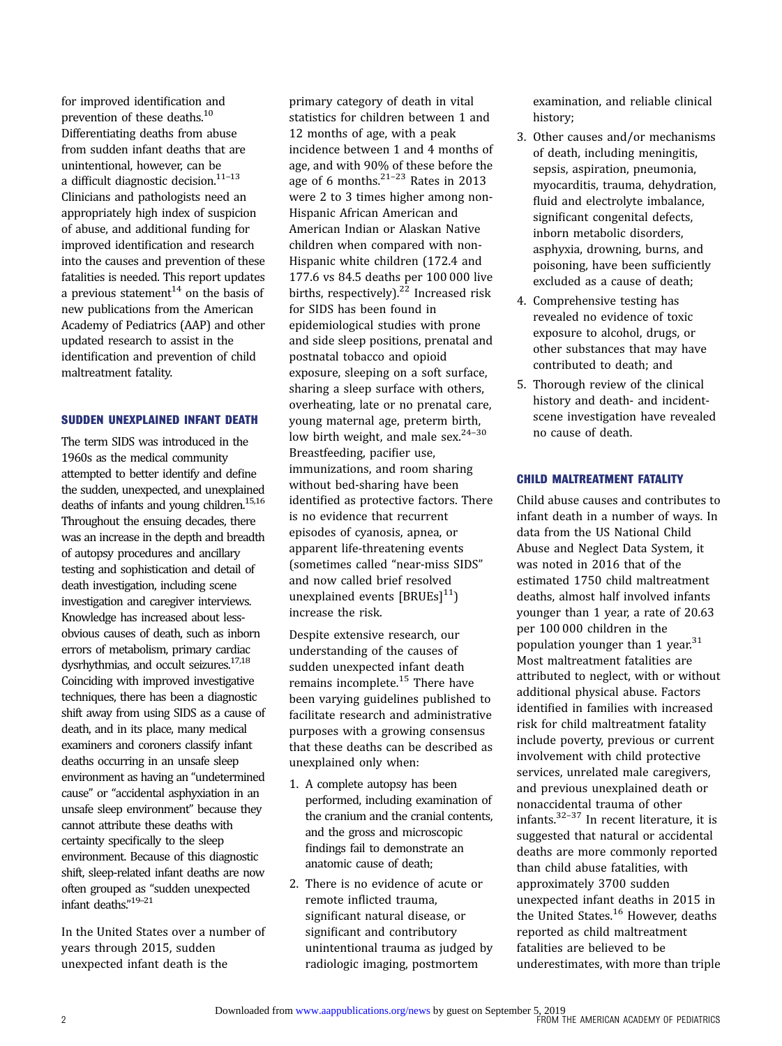for improved identification and prevention of these deaths.[10] Differentiating deaths from abuse from sudden infant deaths that are unintentional, however, can be a difficult diagnostic decision.[11–13] Clinicians and pathologists need an appropriately high index of suspicion of abuse, and additional funding for improved identification and research into the causes and prevention of these fatalities is needed. This report updates a previous statement[14] on the basis of new publications from the American Academy of Pediatrics (AAP) and other updated research to assist in the identification and prevention of child maltreatment fatality.

## SUDDEN UNEXPLAINED INFANT DEATH

The term SIDS was introduced in the 1960s as the medical community attempted to better identify and define the sudden, unexpected, and unexplained deaths of infants and young children.[15,16] Throughout the ensuing decades, there was an increase in the depth and breadth of autopsy procedures and ancillary testing and sophistication and detail of death investigation, including scene investigation and caregiver interviews. Knowledge has increased about less-obvious causes of death, such as inborn errors of metabolism, primary cardiac dysrhythmias, and occult seizures.[17,18] Coinciding with improved investigative techniques, there has been a diagnostic shift away from using SIDS as a cause of death, and in its place, many medical examiners and coroners classify infant deaths occurring in an unsafe sleep environment as having an "undetermined cause" or "accidental asphyxiation in an unsafe sleep environment" because they cannot attribute these deaths with certainty specifically to the sleep environment. Because of this diagnostic shift, sleep-related infant deaths are now often grouped as "sudden unexpected infant deaths."[19–21]

In the United States over a number of years through 2015, sudden unexpected infant death is the primary category of death in vital statistics for children between 1 and 12 months of age, with a peak incidence between 1 and 4 months of age, and with 90% of these before the age of 6 months.[21–23] Rates in 2013 were 2 to 3 times higher among non-Hispanic African American and American Indian or Alaskan Native children when compared with non-Hispanic white children (172.4 and 177.6 vs 84.5 deaths per 100 000 live births, respectively).[22] Increased risk for SIDS has been found in epidemiological studies with prone and side sleep positions, prenatal and postnatal tobacco and opioid exposure, sleeping on a soft surface, sharing a sleep surface with others, overheating, late or no prenatal care, young maternal age, preterm birth, low birth weight, and male sex.[24–30] Breastfeeding, pacifier use, immunizations, and room sharing without bed-sharing have been identified as protective factors. There is no evidence that recurrent episodes of cyanosis, apnea, or apparent life-threatening events (sometimes called "near-miss SIDS" and now called brief resolved unexplained events [BRUEs][11]) increase the risk.

Despite extensive research, our understanding of the causes of sudden unexpected infant death remains incomplete.[15] There have been varying guidelines published to facilitate research and administrative purposes with a growing consensus that these deaths can be described as unexplained only when:

1. A complete autopsy has been performed, including examination of the cranium and the cranial contents, and the gross and microscopic findings fail to demonstrate an anatomic cause of death;
2. There is no evidence of acute or remote inflicted trauma, significant natural disease, or significant and contributory unintentional trauma as judged by radiologic imaging, postmortem examination, and reliable clinical history;
3. Other causes and/or mechanisms of death, including meningitis, sepsis, aspiration, pneumonia, myocarditis, trauma, dehydration, fluid and electrolyte imbalance, significant congenital defects, inborn metabolic disorders, asphyxia, drowning, burns, and poisoning, have been sufficiently excluded as a cause of death;
4. Comprehensive testing has revealed no evidence of toxic exposure to alcohol, drugs, or other substances that may have contributed to death; and
5. Thorough review of the clinical history and death- and incident-scene investigation have revealed no cause of death.

## CHILD MALTREATMENT FATALITY

Child abuse causes and contributes to infant death in a number of ways. In data from the US National Child Abuse and Neglect Data System, it was noted in 2016 that of the estimated 1750 child maltreatment deaths, almost half involved infants younger than 1 year, a rate of 20.63 per 100 000 children in the population younger than 1 year.[31] Most maltreatment fatalities are attributed to neglect, with or without additional physical abuse. Factors identified in families with increased risk for child maltreatment fatality include poverty, previous or current involvement with child protective services, unrelated male caregivers, and previous unexplained death or nonaccidental trauma of other infants.[32–37] In recent literature, it is suggested that natural or accidental deaths are more commonly reported than child abuse fatalities, with approximately 3700 sudden unexpected infant deaths in 2015 in the United States.[16] However, deaths reported as child maltreatment fatalities are believed to be underestimates, with more than triple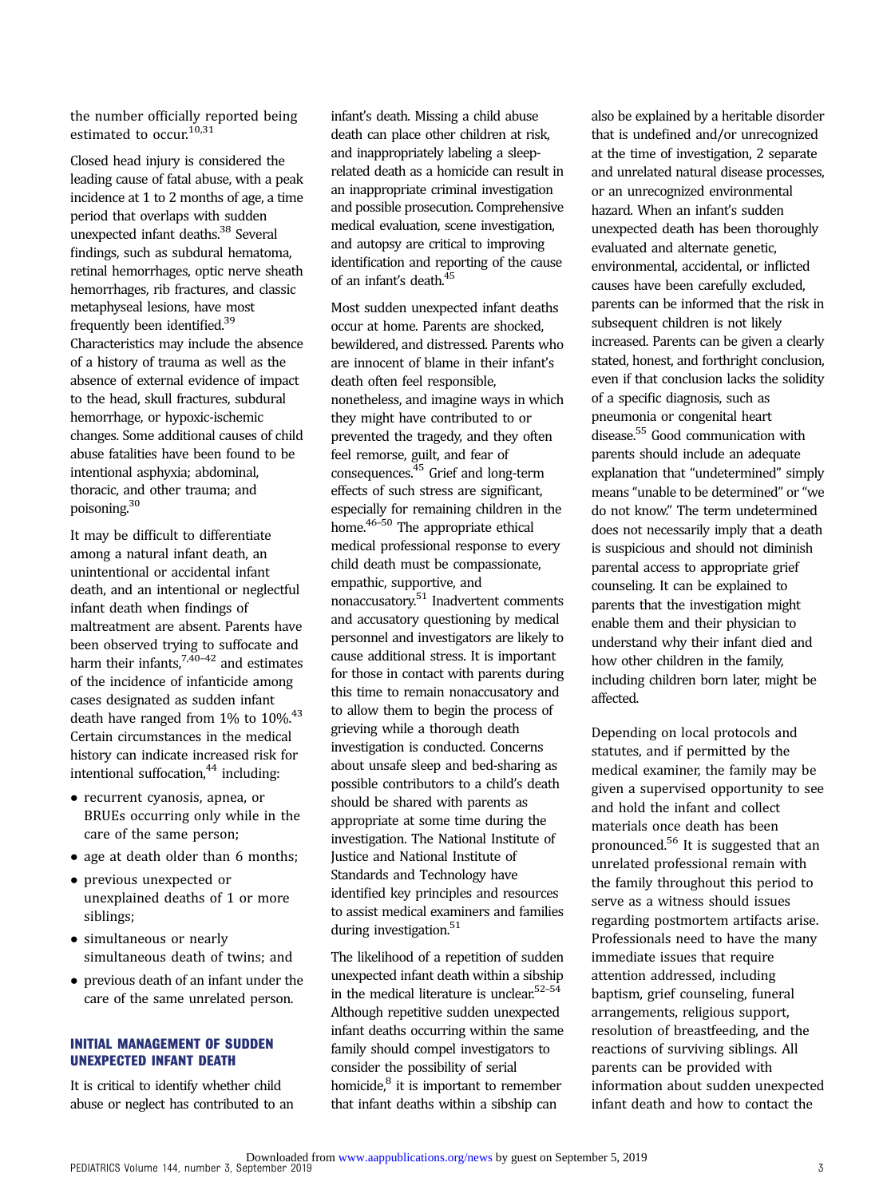the number officially reported being estimated to occur.[10,31]

Closed head injury is considered the leading cause of fatal abuse, with a peak incidence at 1 to 2 months of age, a time period that overlaps with sudden unexpected infant deaths.[38] Several findings, such as subdural hematoma, retinal hemorrhages, optic nerve sheath hemorrhages, rib fractures, and classic metaphyseal lesions, have most frequently been identified.[39] Characteristics may include the absence of a history of trauma as well as the absence of external evidence of impact to the head, skull fractures, subdural hemorrhage, or hypoxic-ischemic changes. Some additional causes of child abuse fatalities have been found to be intentional asphyxia; abdominal, thoracic, and other trauma; and poisoning.[30]

It may be difficult to differentiate among a natural infant death, an unintentional or accidental infant death, and an intentional or neglectful infant death when findings of maltreatment are absent. Parents have been observed trying to suffocate and harm their infants,[7,40–42] and estimates of the incidence of infanticide among cases designated as sudden infant death have ranged from 1% to 10%.[43] Certain circumstances in the medical history can indicate increased risk for intentional suffocation,[44] including:

- recurrent cyanosis, apnea, or BRUEs occurring only while in the care of the same person;
- age at death older than 6 months;
- previous unexpected or unexplained deaths of 1 or more siblings;
- simultaneous or nearly simultaneous death of twins; and
- previous death of an infant under the care of the same unrelated person.

## INITIAL MANAGEMENT OF SUDDEN UNEXPECTED INFANT DEATH

It is critical to identify whether child abuse or neglect has contributed to an infant's death. Missing a child abuse death can place other children at risk, and inappropriately labeling a sleep-related death as a homicide can result in an inappropriate criminal investigation and possible prosecution. Comprehensive medical evaluation, scene investigation, and autopsy are critical to improving identification and reporting of the cause of an infant's death.[45]

Most sudden unexpected infant deaths occur at home. Parents are shocked, bewildered, and distressed. Parents who are innocent of blame in their infant's death often feel responsible, nonetheless, and imagine ways in which they might have contributed to or prevented the tragedy, and they often feel remorse, guilt, and fear of consequences.[45] Grief and long-term effects of such stress are significant, especially for remaining children in the home.[46–50] The appropriate ethical medical professional response to every child death must be compassionate, empathic, supportive, and nonaccusatory.[51] Inadvertent comments and accusatory questioning by medical personnel and investigators are likely to cause additional stress. It is important for those in contact with parents during this time to remain nonaccusatory and to allow them to begin the process of grieving while a thorough death investigation is conducted. Concerns about unsafe sleep and bed-sharing as possible contributors to a child's death should be shared with parents as appropriate at some time during the investigation. The National Institute of Justice and National Institute of Standards and Technology have identified key principles and resources to assist medical examiners and families during investigation.[51]

The likelihood of a repetition of sudden unexpected infant death within a sibship in the medical literature is unclear.[52–54] Although repetitive sudden unexpected infant deaths occurring within the same family should compel investigators to consider the possibility of serial homicide,[8] it is important to remember that infant deaths within a sibship can also be explained by a heritable disorder that is undefined and/or unrecognized at the time of investigation, 2 separate and unrelated natural disease processes, or an unrecognized environmental hazard. When an infant's sudden unexpected death has been thoroughly evaluated and alternate genetic, environmental, accidental, or inflicted causes have been carefully excluded, parents can be informed that the risk in subsequent children is not likely increased. Parents can be given a clearly stated, honest, and forthright conclusion, even if that conclusion lacks the solidity of a specific diagnosis, such as pneumonia or congenital heart disease.[55] Good communication with parents should include an adequate explanation that "undetermined" simply means "unable to be determined" or "we do not know." The term undetermined does not necessarily imply that a death is suspicious and should not diminish parental access to appropriate grief counseling. It can be explained to parents that the investigation might enable them and their physician to understand why their infant died and how other children in the family, including children born later, might be affected.

Depending on local protocols and statutes, and if permitted by the medical examiner, the family may be given a supervised opportunity to see and hold the infant and collect materials once death has been pronounced.[56] It is suggested that an unrelated professional remain with the family throughout this period to serve as a witness should issues regarding postmortem artifacts arise. Professionals need to have the many immediate issues that require attention addressed, including baptism, grief counseling, funeral arrangements, religious support, resolution of breastfeeding, and the reactions of surviving siblings. All parents can be provided with information about sudden unexpected infant death and how to contact the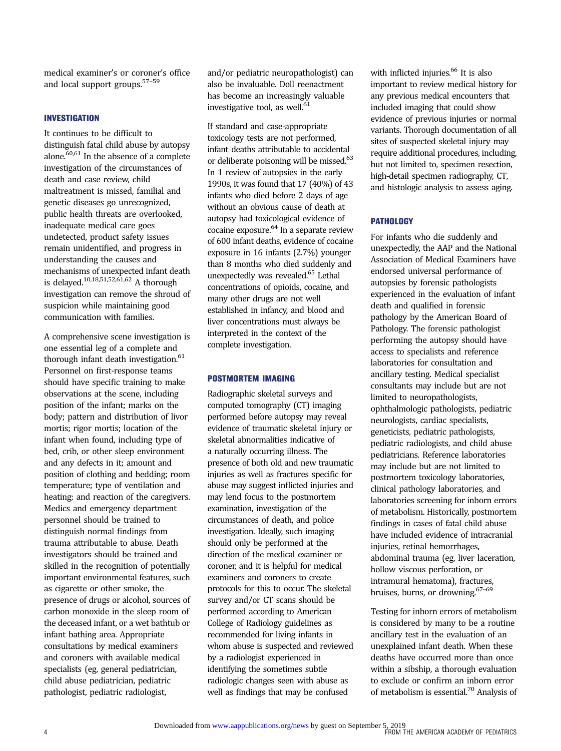medical examiner's or coroner's office and local support groups.[57–59]

## INVESTIGATION

It continues to be difficult to distinguish fatal child abuse by autopsy alone.[60,61] In the absence of a complete investigation of the circumstances of death and case review, child maltreatment is missed, familial and genetic diseases go unrecognized, public health threats are overlooked, inadequate medical care goes undetected, product safety issues remain unidentified, and progress in understanding the causes and mechanisms of unexpected infant death is delayed.[10,18,51,52,61,62] A thorough investigation can remove the shroud of suspicion while maintaining good communication with families.

A comprehensive scene investigation is one essential leg of a complete and thorough infant death investigation.[61] Personnel on first-response teams should have specific training to make observations at the scene, including position of the infant; marks on the body; pattern and distribution of livor mortis; rigor mortis; location of the infant when found, including type of bed, crib, or other sleep environment and any defects in it; amount and position of clothing and bedding; room temperature; type of ventilation and heating; and reaction of the caregivers. Medics and emergency department personnel should be trained to distinguish normal findings from trauma attributable to abuse. Death investigators should be trained and skilled in the recognition of potentially important environmental features, such as cigarette or other smoke, the presence of drugs or alcohol, sources of carbon monoxide in the sleep room of the deceased infant, or a wet bathtub or infant bathing area. Appropriate consultations by medical examiners and coroners with available medical specialists (eg, general pediatrician, child abuse pediatrician, pediatric pathologist, pediatric radiologist, and/or pediatric neuropathologist) can also be invaluable. Doll reenactment has become an increasingly valuable investigative tool, as well.[61]

If standard and case-appropriate toxicology tests are not performed, infant deaths attributable to accidental or deliberate poisoning will be missed.[63] In 1 review of autopsies in the early 1990s, it was found that 17 (40%) of 43 infants who died before 2 days of age without an obvious cause of death at autopsy had toxicological evidence of cocaine exposure.[64] In a separate review of 600 infant deaths, evidence of cocaine exposure in 16 infants (2.7%) younger than 8 months who died suddenly and unexpectedly was revealed.[65] Lethal concentrations of opioids, cocaine, and many other drugs are not well established in infancy, and blood and liver concentrations must always be interpreted in the context of the complete investigation.

## POSTMORTEM IMAGING

Radiographic skeletal surveys and computed tomography (CT) imaging performed before autopsy may reveal evidence of traumatic skeletal injury or skeletal abnormalities indicative of a naturally occurring illness. The presence of both old and new traumatic injuries as well as fractures specific for abuse may suggest inflicted injuries and may lend focus to the postmortem examination, investigation of the circumstances of death, and police investigation. Ideally, such imaging should only be performed at the direction of the medical examiner or coroner, and it is helpful for medical examiners and coroners to create protocols for this to occur. The skeletal survey and/or CT scans should be performed according to American College of Radiology guidelines as recommended for living infants in whom abuse is suspected and reviewed by a radiologist experienced in identifying the sometimes subtle radiologic changes seen with abuse as well as findings that may be confused with inflicted injuries.[66] It is also important to review medical history for any previous medical encounters that included imaging that could show evidence of previous injuries or normal variants. Thorough documentation of all sites of suspected skeletal injury may require additional procedures, including, but not limited to, specimen resection, high-detail specimen radiography, CT, and histologic analysis to assess aging.

## PATHOLOGY

For infants who die suddenly and unexpectedly, the AAP and the National Association of Medical Examiners have endorsed universal performance of autopsies by forensic pathologists experienced in the evaluation of infant death and qualified in forensic pathology by the American Board of Pathology. The forensic pathologist performing the autopsy should have access to specialists and reference laboratories for consultation and ancillary testing. Medical specialist consultants may include but are not limited to neuropathologists, ophthalmologic pathologists, pediatric neurologists, cardiac specialists, geneticists, pediatric pathologists, pediatric radiologists, and child abuse pediatricians. Reference laboratories may include but are not limited to postmortem toxicology laboratories, clinical pathology laboratories, and laboratories screening for inborn errors of metabolism. Historically, postmortem findings in cases of fatal child abuse have included evidence of intracranial injuries, retinal hemorrhages, abdominal trauma (eg, liver laceration, hollow viscous perforation, or intramural hematoma), fractures, bruises, burns, or drowning.[67–69]

Testing for inborn errors of metabolism is considered by many to be a routine ancillary test in the evaluation of an unexplained infant death. When these deaths have occurred more than once within a sibship, a thorough evaluation to exclude or confirm an inborn error of metabolism is essential.[70] Analysis of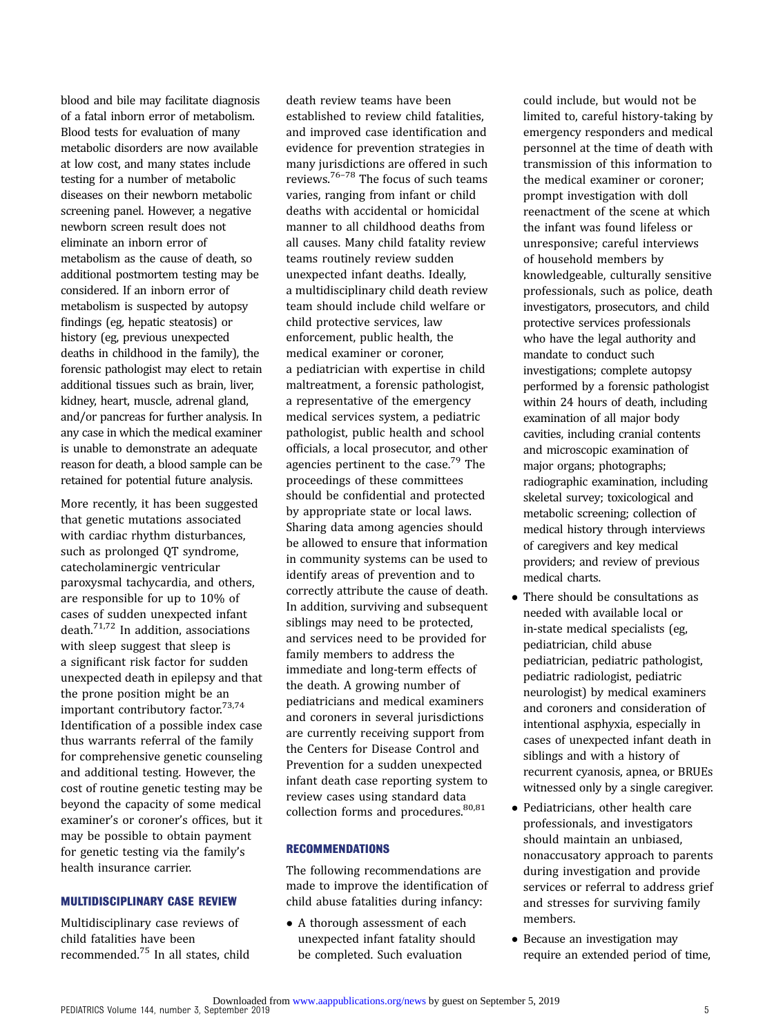blood and bile may facilitate diagnosis of a fatal inborn error of metabolism. Blood tests for evaluation of many metabolic disorders are now available at low cost, and many states include testing for a number of metabolic diseases on their newborn metabolic screening panel. However, a negative newborn screen result does not eliminate an inborn error of metabolism as the cause of death, so additional postmortem testing may be considered. If an inborn error of metabolism is suspected by autopsy findings (eg, hepatic steatosis) or history (eg, previous unexpected deaths in childhood in the family), the forensic pathologist may elect to retain additional tissues such as brain, liver, kidney, heart, muscle, adrenal gland, and/or pancreas for further analysis. In any case in which the medical examiner is unable to demonstrate an adequate reason for death, a blood sample can be retained for potential future analysis.

More recently, it has been suggested that genetic mutations associated with cardiac rhythm disturbances, such as prolonged QT syndrome, catecholaminergic ventricular paroxysmal tachycardia, and others, are responsible for up to 10% of cases of sudden unexpected infant death.[71,72] In addition, associations with sleep suggest that sleep is a significant risk factor for sudden unexpected death in epilepsy and that the prone position might be an important contributory factor.[73,74] Identification of a possible index case thus warrants referral of the family for comprehensive genetic counseling and additional testing. However, the cost of routine genetic testing may be beyond the capacity of some medical examiner's or coroner's offices, but it may be possible to obtain payment for genetic testing via the family's health insurance carrier.

## MULTIDISCIPLINARY CASE REVIEW

Multidisciplinary case reviews of child fatalities have been recommended.[75] In all states, child death review teams have been established to review child fatalities, and improved case identification and evidence for prevention strategies in many jurisdictions are offered in such reviews.[76–78] The focus of such teams varies, ranging from infant or child deaths with accidental or homicidal manner to all childhood deaths from all causes. Many child fatality review teams routinely review sudden unexpected infant deaths. Ideally, a multidisciplinary child death review team should include child welfare or child protective services, law enforcement, public health, the medical examiner or coroner, a pediatrician with expertise in child maltreatment, a forensic pathologist, a representative of the emergency medical services system, a pediatric pathologist, public health and school officials, a local prosecutor, and other agencies pertinent to the case.[79] The proceedings of these committees should be confidential and protected by appropriate state or local laws. Sharing data among agencies should be allowed to ensure that information in community systems can be used to identify areas of prevention and to correctly attribute the cause of death. In addition, surviving and subsequent siblings may need to be protected, and services need to be provided for family members to address the immediate and long-term effects of the death. A growing number of pediatricians and medical examiners and coroners in several jurisdictions are currently receiving support from the Centers for Disease Control and Prevention for a sudden unexpected infant death case reporting system to review cases using standard data collection forms and procedures.[80,81]

## RECOMMENDATIONS

The following recommendations are made to improve the identification of child abuse fatalities during infancy:

- A thorough assessment of each unexpected infant fatality should be completed. Such evaluation could include, but would not be limited to, careful history-taking by emergency responders and medical personnel at the time of death with transmission of this information to the medical examiner or coroner; prompt investigation with doll reenactment of the scene at which the infant was found lifeless or unresponsive; careful interviews of household members by knowledgeable, culturally sensitive professionals, such as police, death investigators, prosecutors, and child protective services professionals who have the legal authority and mandate to conduct such investigations; complete autopsy performed by a forensic pathologist within 24 hours of death, including examination of all major body cavities, including cranial contents and microscopic examination of major organs; photographs; radiographic examination, including skeletal survey; toxicological and metabolic screening; collection of medical history through interviews of caregivers and key medical providers; and review of previous medical charts.
- There should be consultations as needed with available local or in-state medical specialists (eg, pediatrician, child abuse pediatrician, pediatric pathologist, pediatric radiologist, pediatric neurologist) by medical examiners and coroners and consideration of intentional asphyxia, especially in cases of unexpected infant death in siblings and with a history of recurrent cyanosis, apnea, or BRUEs witnessed only by a single caregiver.
- Pediatricians, other health care professionals, and investigators should maintain an unbiased, nonaccusatory approach to parents during investigation and provide services or referral to address grief and stresses for surviving family members.
- Because an investigation may require an extended period of time,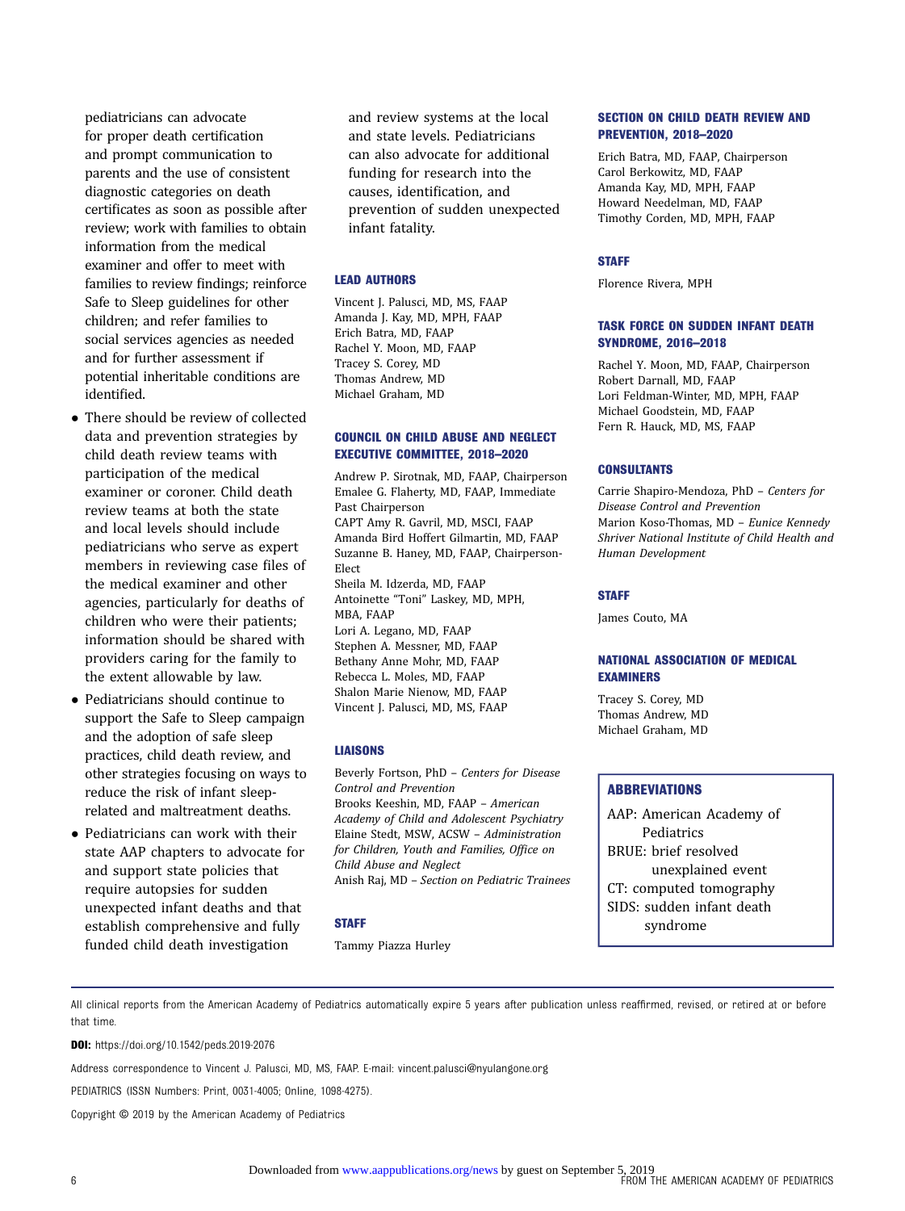pediatricians can advocate for proper death certification and prompt communication to parents and the use of consistent diagnostic categories on death certificates as soon as possible after review; work with families to obtain information from the medical examiner and offer to meet with families to review findings; reinforce Safe to Sleep guidelines for other children; and refer families to social services agencies as needed and for further assessment if potential inheritable conditions are identified.

- There should be review of collected data and prevention strategies by child death review teams with participation of the medical examiner or coroner. Child death review teams at both the state and local levels should include pediatricians who serve as expert members in reviewing case files of the medical examiner and other agencies, particularly for deaths of children who were their patients; information should be shared with providers caring for the family to the extent allowable by law.
- Pediatricians should continue to support the Safe to Sleep campaign and the adoption of safe sleep practices, child death review, and other strategies focusing on ways to reduce the risk of infant sleep-related and maltreatment deaths.
- Pediatricians can work with their state AAP chapters to advocate for and support state policies that require autopsies for sudden unexpected infant deaths and that establish comprehensive and fully funded child death investigation and review systems at the local and state levels. Pediatricians can also advocate for additional funding for research into the causes, identification, and prevention of sudden unexpected infant fatality.

### LEAD AUTHORS

Vincent J. Palusci, MD, MS, FAAP
Amanda J. Kay, MD, MPH, FAAP
Erich Batra, MD, FAAP
Rachel Y. Moon, MD, FAAP
Tracey S. Corey, MD
Thomas Andrew, MD
Michael Graham, MD

### COUNCIL ON CHILD ABUSE AND NEGLECT EXECUTIVE COMMITTEE, 2018–2020

Andrew P. Sirotnak, MD, FAAP, Chairperson
Emalee G. Flaherty, MD, FAAP, Immediate Past Chairperson
CAPT Amy R. Gavril, MD, MSCI, FAAP
Amanda Bird Hoffert Gilmartin, MD, FAAP
Suzanne B. Haney, MD, FAAP, Chairperson-Elect
Sheila M. Idzerda, MD, FAAP
Antoinette "Toni" Laskey, MD, MPH, MBA, FAAP
Lori A. Legano, MD, FAAP
Stephen A. Messner, MD, FAAP
Bethany Anne Mohr, MD, FAAP
Rebecca L. Moles, MD, FAAP
Shalon Marie Nienow, MD, FAAP
Vincent J. Palusci, MD, MS, FAAP

### LIAISONS

Beverly Fortson, PhD – *Centers for Disease Control and Prevention*
Brooks Keeshin, MD, FAAP – *American Academy of Child and Adolescent Psychiatry*
Elaine Stedt, MSW, ACSW – *Administration for Children, Youth and Families, Office on Child Abuse and Neglect*
Anish Raj, MD – *Section on Pediatric Trainees*

### STAFF

Tammy Piazza Hurley

### SECTION ON CHILD DEATH REVIEW AND PREVENTION, 2018–2020

Erich Batra, MD, FAAP, Chairperson
Carol Berkowitz, MD, FAAP
Amanda Kay, MD, MPH, FAAP
Howard Needelman, MD, FAAP
Timothy Corden, MD, MPH, FAAP

### STAFF

Florence Rivera, MPH

### TASK FORCE ON SUDDEN INFANT DEATH SYNDROME, 2016–2018

Rachel Y. Moon, MD, FAAP, Chairperson
Robert Darnall, MD, FAAP
Lori Feldman-Winter, MD, MPH, FAAP
Michael Goodstein, MD, FAAP
Fern R. Hauck, MD, MS, FAAP

### CONSULTANTS

Carrie Shapiro-Mendoza, PhD – *Centers for Disease Control and Prevention*
Marion Koso-Thomas, MD – *Eunice Kennedy Shriver National Institute of Child Health and Human Development*

### STAFF

James Couto, MA

### NATIONAL ASSOCIATION OF MEDICAL EXAMINERS

Tracey S. Corey, MD
Thomas Andrew, MD
Michael Graham, MD

### ABBREVIATIONS

AAP: American Academy of Pediatrics
BRUE: brief resolved unexplained event
CT: computed tomography
SIDS: sudden infant death syndrome

All clinical reports from the American Academy of Pediatrics automatically expire 5 years after publication unless reaffirmed, revised, or retired at or before that time.

**DOI:** https://doi.org/10.1542/peds.2019-2076

Address correspondence to Vincent J. Palusci, MD, MS, FAAP. E-mail: vincent.palusci@nyulangone.org

PEDIATRICS (ISSN Numbers: Print, 0031-4005; Online, 1098-4275).

Copyright © 2019 by the American Academy of Pediatrics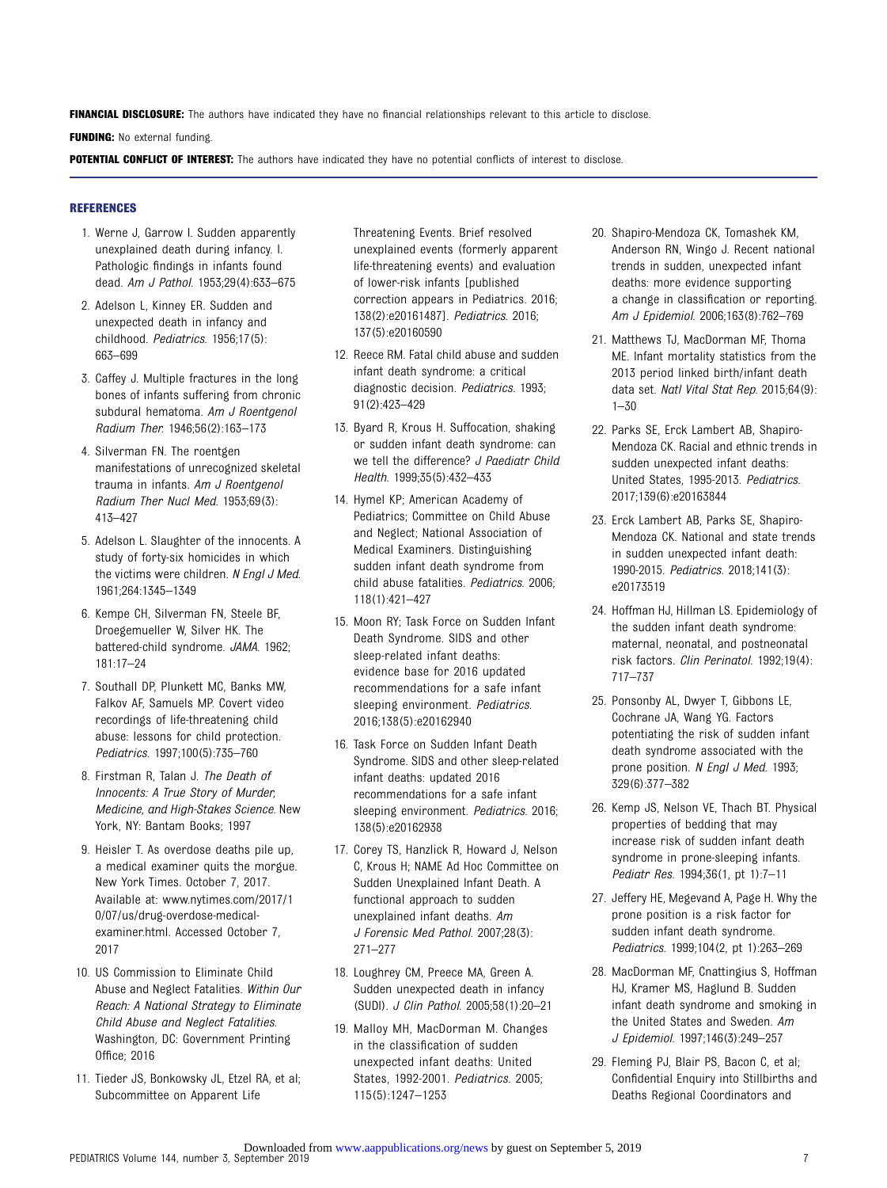**FINANCIAL DISCLOSURE:** The authors have indicated they have no financial relationships relevant to this article to disclose.

**FUNDING:** No external funding.

**POTENTIAL CONFLICT OF INTEREST:** The authors have indicated they have no potential conflicts of interest to disclose.

## REFERENCES

1. Werne J, Garrow I. Sudden apparently unexplained death during infancy. I. Pathologic findings in infants found dead. *Am J Pathol.* 1953;29(4):633–675
2. Adelson L, Kinney ER. Sudden and unexpected death in infancy and childhood. *Pediatrics.* 1956;17(5): 663–699
3. Caffey J. Multiple fractures in the long bones of infants suffering from chronic subdural hematoma. *Am J Roentgenol Radium Ther.* 1946;56(2):163–173
4. Silverman FN. The roentgen manifestations of unrecognized skeletal trauma in infants. *Am J Roentgenol Radium Ther Nucl Med.* 1953;69(3): 413–427
5. Adelson L. Slaughter of the innocents. A study of forty-six homicides in which the victims were children. *N Engl J Med.* 1961;264:1345–1349
6. Kempe CH, Silverman FN, Steele BF, Droegemueller W, Silver HK. The battered-child syndrome. *JAMA.* 1962; 181:17–24
7. Southall DP, Plunkett MC, Banks MW, Falkov AF, Samuels MP. Covert video recordings of life-threatening child abuse: lessons for child protection. *Pediatrics.* 1997;100(5):735–760
8. Firstman R, Talan J. *The Death of Innocents: A True Story of Murder, Medicine, and High-Stakes Science.* New York, NY: Bantam Books; 1997
9. Heisler T. As overdose deaths pile up, a medical examiner quits the morgue. New York Times. October 7, 2017. Available at: www.nytimes.com/2017/10/07/us/drug-overdose-medical-examiner.html. Accessed October 7, 2017
10. US Commission to Eliminate Child Abuse and Neglect Fatalities. *Within Our Reach: A National Strategy to Eliminate Child Abuse and Neglect Fatalities.* Washington, DC: Government Printing Office; 2016
11. Tieder JS, Bonkowsky JL, Etzel RA, et al; Subcommittee on Apparent Life Threatening Events. Brief resolved unexplained events (formerly apparent life-threatening events) and evaluation of lower-risk infants [published correction appears in Pediatrics. 2016; 138(2):e20161487]. *Pediatrics.* 2016; 137(5):e20160590
12. Reece RM. Fatal child abuse and sudden infant death syndrome: a critical diagnostic decision. *Pediatrics.* 1993; 91(2):423–429
13. Byard R, Krous H. Suffocation, shaking or sudden infant death syndrome: can we tell the difference? *J Paediatr Child Health.* 1999;35(5):432–433
14. Hymel KP; American Academy of Pediatrics; Committee on Child Abuse and Neglect; National Association of Medical Examiners. Distinguishing sudden infant death syndrome from child abuse fatalities. *Pediatrics.* 2006; 118(1):421–427
15. Moon RY; Task Force on Sudden Infant Death Syndrome. SIDS and other sleep-related infant deaths: evidence base for 2016 updated recommendations for a safe infant sleeping environment. *Pediatrics.* 2016;138(5):e20162940
16. Task Force on Sudden Infant Death Syndrome. SIDS and other sleep-related infant deaths: updated 2016 recommendations for a safe infant sleeping environment. *Pediatrics.* 2016; 138(5):e20162938
17. Corey TS, Hanzlick R, Howard J, Nelson C, Krous H; NAME Ad Hoc Committee on Sudden Unexplained Infant Death. A functional approach to sudden unexplained infant deaths. *Am J Forensic Med Pathol.* 2007;28(3): 271–277
18. Loughrey CM, Preece MA, Green A. Sudden unexpected death in infancy (SUDI). *J Clin Pathol.* 2005;58(1):20–21
19. Malloy MH, MacDorman M. Changes in the classification of sudden unexpected infant deaths: United States, 1992-2001. *Pediatrics.* 2005; 115(5):1247–1253
20. Shapiro-Mendoza CK, Tomashek KM, Anderson RN, Wingo J. Recent national trends in sudden, unexpected infant deaths: more evidence supporting a change in classification or reporting. *Am J Epidemiol.* 2006;163(8):762–769
21. Matthews TJ, MacDorman MF, Thoma ME. Infant mortality statistics from the 2013 period linked birth/infant death data set. *Natl Vital Stat Rep.* 2015;64(9): 1–30
22. Parks SE, Erck Lambert AB, Shapiro-Mendoza CK. Racial and ethnic trends in sudden unexpected infant deaths: United States, 1995-2013. *Pediatrics.* 2017;139(6):e20163844
23. Erck Lambert AB, Parks SE, Shapiro-Mendoza CK. National and state trends in sudden unexpected infant death: 1990-2015. *Pediatrics.* 2018;141(3): e20173519
24. Hoffman HJ, Hillman LS. Epidemiology of the sudden infant death syndrome: maternal, neonatal, and postneonatal risk factors. *Clin Perinatol.* 1992;19(4): 717–737
25. Ponsonby AL, Dwyer T, Gibbons LE, Cochrane JA, Wang YG. Factors potentiating the risk of sudden infant death syndrome associated with the prone position. *N Engl J Med.* 1993; 329(6):377–382
26. Kemp JS, Nelson VE, Thach BT. Physical properties of bedding that may increase risk of sudden infant death syndrome in prone-sleeping infants. *Pediatr Res.* 1994;36(1, pt 1):7–11
27. Jeffery HE, Megevand A, Page H. Why the prone position is a risk factor for sudden infant death syndrome. *Pediatrics.* 1999;104(2, pt 1):263–269
28. MacDorman MF, Cnattingius S, Hoffman HJ, Kramer MS, Haglund B. Sudden infant death syndrome and smoking in the United States and Sweden. *Am J Epidemiol.* 1997;146(3):249–257
29. Fleming PJ, Blair PS, Bacon C, et al; Confidential Enquiry into Stillbirths and Deaths Regional Coordinators and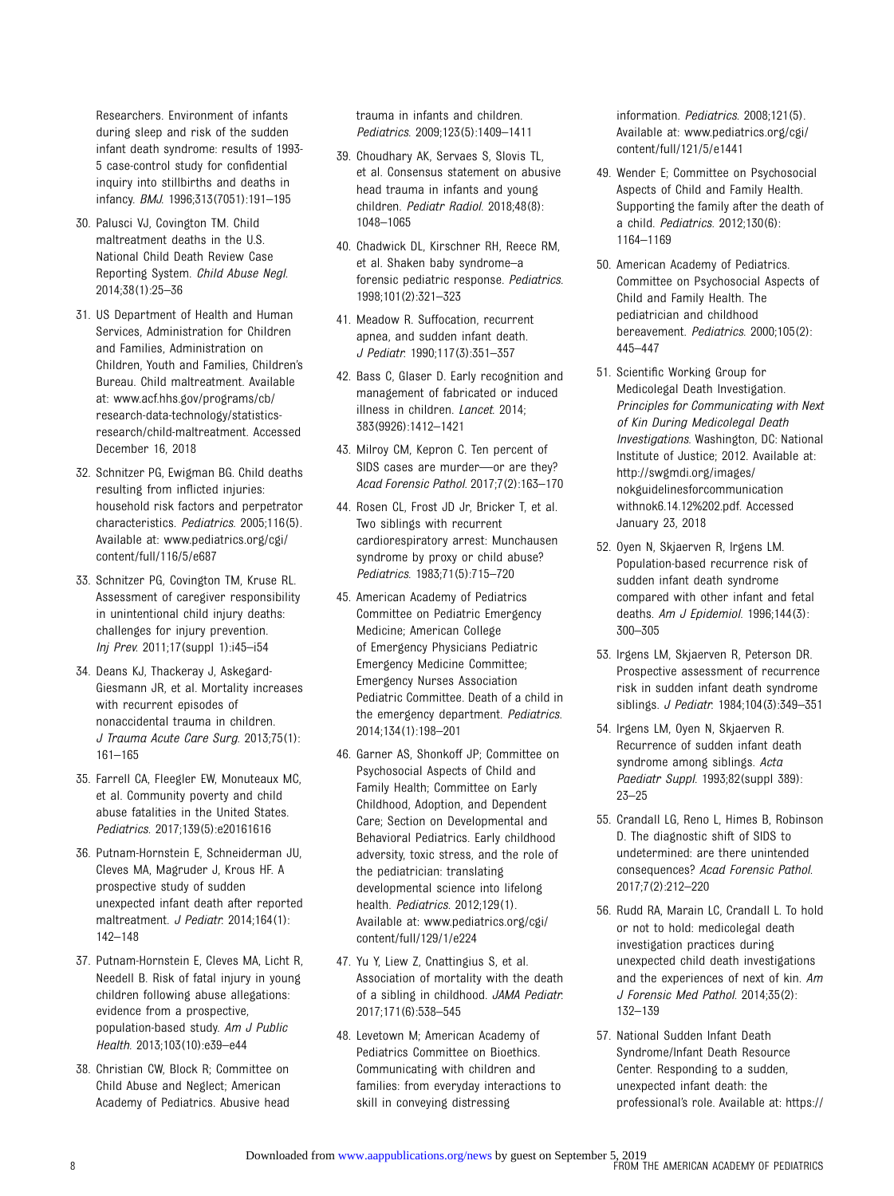Researchers. Environment of infants during sleep and risk of the sudden infant death syndrome: results of 1993-5 case-control study for confidential inquiry into stillbirths and deaths in infancy. *BMJ*. 1996;313(7051):191–195

30. Palusci VJ, Covington TM. Child maltreatment deaths in the U.S. National Child Death Review Case Reporting System. *Child Abuse Negl*. 2014;38(1):25–36
31. US Department of Health and Human Services, Administration for Children and Families, Administration on Children, Youth and Families, Children's Bureau. Child maltreatment. Available at: www.acf.hhs.gov/programs/cb/research-data-technology/statistics-research/child-maltreatment. Accessed December 16, 2018
32. Schnitzer PG, Ewigman BG. Child deaths resulting from inflicted injuries: household risk factors and perpetrator characteristics. *Pediatrics*. 2005;116(5). Available at: www.pediatrics.org/cgi/content/full/116/5/e687
33. Schnitzer PG, Covington TM, Kruse RL. Assessment of caregiver responsibility in unintentional child injury deaths: challenges for injury prevention. *Inj Prev*. 2011;17(suppl 1):i45–i54
34. Deans KJ, Thackeray J, Askegard-Giesmann JR, et al. Mortality increases with recurrent episodes of nonaccidental trauma in children. *J Trauma Acute Care Surg*. 2013;75(1):161–165
35. Farrell CA, Fleegler EW, Monuteaux MC, et al. Community poverty and child abuse fatalities in the United States. *Pediatrics*. 2017;139(5):e20161616
36. Putnam-Hornstein E, Schneiderman JU, Cleves MA, Magruder J, Krous HF. A prospective study of sudden unexpected infant death after reported maltreatment. *J Pediatr*. 2014;164(1):142–148
37. Putnam-Hornstein E, Cleves MA, Licht R, Needell B. Risk of fatal injury in young children following abuse allegations: evidence from a prospective, population-based study. *Am J Public Health*. 2013;103(10):e39–e44
38. Christian CW, Block R; Committee on Child Abuse and Neglect; American Academy of Pediatrics. Abusive head trauma in infants and children. *Pediatrics*. 2009;123(5):1409–1411
39. Choudhary AK, Servaes S, Slovis TL, et al. Consensus statement on abusive head trauma in infants and young children. *Pediatr Radiol*. 2018;48(8):1048–1065
40. Chadwick DL, Kirschner RH, Reece RM, et al. Shaken baby syndrome—a forensic pediatric response. *Pediatrics*. 1998;101(2):321–323
41. Meadow R. Suffocation, recurrent apnea, and sudden infant death. *J Pediatr*. 1990;117(3):351–357
42. Bass C, Glaser D. Early recognition and management of fabricated or induced illness in children. *Lancet*. 2014;383(9926):1412–1421
43. Milroy CM, Kepron C. Ten percent of SIDS cases are murder—or are they? *Acad Forensic Pathol*. 2017;7(2):163–170
44. Rosen CL, Frost JD Jr, Bricker T, et al. Two siblings with recurrent cardiorespiratory arrest: Munchausen syndrome by proxy or child abuse? *Pediatrics*. 1983;71(5):715–720
45. American Academy of Pediatrics Committee on Pediatric Emergency Medicine; American College of Emergency Physicians Pediatric Emergency Medicine Committee; Emergency Nurses Association Pediatric Committee. Death of a child in the emergency department. *Pediatrics*. 2014;134(1):198–201
46. Garner AS, Shonkoff JP; Committee on Psychosocial Aspects of Child and Family Health; Committee on Early Childhood, Adoption, and Dependent Care; Section on Developmental and Behavioral Pediatrics. Early childhood adversity, toxic stress, and the role of the pediatrician: translating developmental science into lifelong health. *Pediatrics*. 2012;129(1). Available at: www.pediatrics.org/cgi/content/full/129/1/e224
47. Yu Y, Liew Z, Cnattingius S, et al. Association of mortality with the death of a sibling in childhood. *JAMA Pediatr*. 2017;171(6):538–545
48. Levetown M; American Academy of Pediatrics Committee on Bioethics. Communicating with children and families: from everyday interactions to skill in conveying distressing information. *Pediatrics*. 2008;121(5). Available at: www.pediatrics.org/cgi/content/full/121/5/e1441
49. Wender E; Committee on Psychosocial Aspects of Child and Family Health. Supporting the family after the death of a child. *Pediatrics*. 2012;130(6):1164–1169
50. American Academy of Pediatrics. Committee on Psychosocial Aspects of Child and Family Health. The pediatrician and childhood bereavement. *Pediatrics*. 2000;105(2):445–447
51. Scientific Working Group for Medicolegal Death Investigation. *Principles for Communicating with Next of Kin During Medicolegal Death Investigations*. Washington, DC: National Institute of Justice; 2012. Available at: http://swgmdi.org/images/nokguidelinesforcommunicationwithnok6.14.12%202.pdf. Accessed January 23, 2018
52. Oyen N, Skjaerven R, Irgens LM. Population-based recurrence risk of sudden infant death syndrome compared with other infant and fetal deaths. *Am J Epidemiol*. 1996;144(3):300–305
53. Irgens LM, Skjaerven R, Peterson DR. Prospective assessment of recurrence risk in sudden infant death syndrome siblings. *J Pediatr*. 1984;104(3):349–351
54. Irgens LM, Oyen N, Skjaerven R. Recurrence of sudden infant death syndrome among siblings. *Acta Paediatr Suppl*. 1993;82(suppl 389):23–25
55. Crandall LG, Reno L, Himes B, Robinson D. The diagnostic shift of SIDS to undetermined: are there unintended consequences? *Acad Forensic Pathol*. 2017;7(2):212–220
56. Rudd RA, Marain LC, Crandall L. To hold or not to hold: medicolegal death investigation practices during unexpected child death investigations and the experiences of next of kin. *Am J Forensic Med Pathol*. 2014;35(2):132–139
57. National Sudden Infant Death Syndrome/Infant Death Resource Center. Responding to a sudden, unexpected infant death: the professional's role. Available at: https://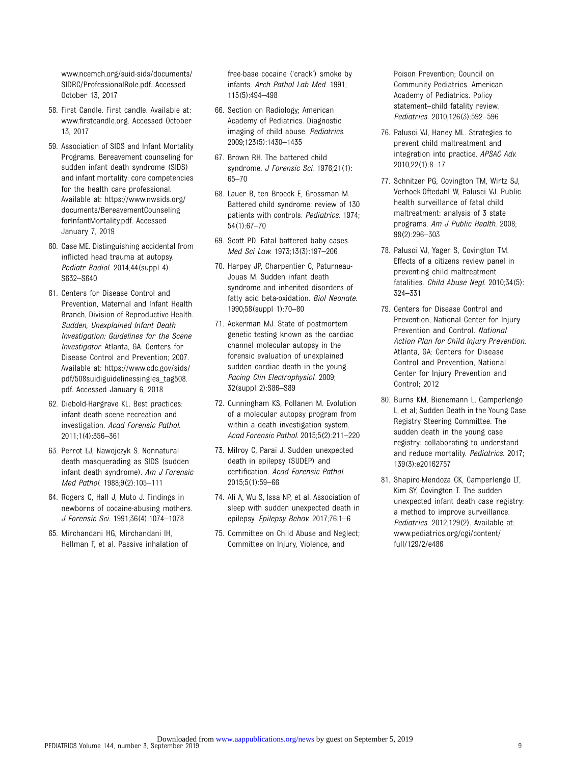www.ncemch.org/suid-sids/documents/SIDRC/ProfessionalRole.pdf. Accessed October 13, 2017

58. First Candle. First candle. Available at: www.firstcandle.org. Accessed October 13, 2017
59. Association of SIDS and Infant Mortality Programs. Bereavement counseling for sudden infant death syndrome (SIDS) and infant mortality: core competencies for the health care professional. Available at: https://www.nwsids.org/documents/BereavementCounselingforInfantMortality.pdf. Accessed January 7, 2019
60. Case ME. Distinguishing accidental from inflicted head trauma at autopsy. *Pediatr Radiol*. 2014;44(suppl 4):S632–S640
61. Centers for Disease Control and Prevention, Maternal and Infant Health Branch, Division of Reproductive Health. *Sudden, Unexplained Infant Death Investigation: Guidelines for the Scene Investigator*. Atlanta, GA: Centers for Disease Control and Prevention; 2007. Available at: https://www.cdc.gov/sids/pdf/508suidiguidelinessingles_tag508.pdf. Accessed January 6, 2018
62. Diebold-Hargrave KL. Best practices: infant death scene recreation and investigation. *Acad Forensic Pathol*. 2011;1(4):356–361
63. Perrot LJ, Nawojczyk S. Nonnatural death masquerading as SIDS (sudden infant death syndrome). *Am J Forensic Med Pathol*. 1988;9(2):105–111
64. Rogers C, Hall J, Muto J. Findings in newborns of cocaine-abusing mothers. *J Forensic Sci*. 1991;36(4):1074–1078
65. Mirchandani HG, Mirchandani IH, Hellman F, et al. Passive inhalation of free-base cocaine ('crack') smoke by infants. *Arch Pathol Lab Med*. 1991;115(5):494–498
66. Section on Radiology; American Academy of Pediatrics. Diagnostic imaging of child abuse. *Pediatrics*. 2009;123(5):1430–1435
67. Brown RH. The battered child syndrome. *J Forensic Sci*. 1976;21(1):65–70
68. Lauer B, ten Broeck E, Grossman M. Battered child syndrome: review of 130 patients with controls. *Pediatrics*. 1974;54(1):67–70
69. Scott PD. Fatal battered baby cases. *Med Sci Law*. 1973;13(3):197–206
70. Harpey JP, Charpentier C, Paturneau-Jouas M. Sudden infant death syndrome and inherited disorders of fatty acid beta-oxidation. *Biol Neonate*. 1990;58(suppl 1):70–80
71. Ackerman MJ. State of postmortem genetic testing known as the cardiac channel molecular autopsy in the forensic evaluation of unexplained sudden cardiac death in the young. *Pacing Clin Electrophysiol*. 2009;32(suppl 2):S86–S89
72. Cunningham KS, Pollanen M. Evolution of a molecular autopsy program from within a death investigation system. *Acad Forensic Pathol*. 2015;5(2):211–220
73. Milroy C, Parai J. Sudden unexpected death in epilepsy (SUDEP) and certification. *Acad Forensic Pathol*. 2015;5(1):59–66
74. Ali A, Wu S, Issa NP, et al. Association of sleep with sudden unexpected death in epilepsy. *Epilepsy Behav*. 2017;76:1–6
75. Committee on Child Abuse and Neglect; Committee on Injury, Violence, and Poison Prevention; Council on Community Pediatrics. American Academy of Pediatrics. Policy statement–child fatality review. *Pediatrics*. 2010;126(3):592–596
76. Palusci VJ, Haney ML. Strategies to prevent child maltreatment and integration into practice. *APSAC Adv*. 2010;22(1):8–17
77. Schnitzer PG, Covington TM, Wirtz SJ, Verhoek-Oftedahl W, Palusci VJ. Public health surveillance of fatal child maltreatment: analysis of 3 state programs. *Am J Public Health*. 2008;98(2):296–303
78. Palusci VJ, Yager S, Covington TM. Effects of a citizens review panel in preventing child maltreatment fatalities. *Child Abuse Negl*. 2010;34(5):324–331
79. Centers for Disease Control and Prevention, National Center for Injury Prevention and Control. *National Action Plan for Child Injury Prevention*. Atlanta, GA: Centers for Disease Control and Prevention, National Center for Injury Prevention and Control; 2012
80. Burns KM, Bienemann L, Camperlengo L, et al; Sudden Death in the Young Case Registry Steering Committee. The sudden death in the young case registry: collaborating to understand and reduce mortality. *Pediatrics*. 2017;139(3):e20162757
81. Shapiro-Mendoza CK, Camperlengo LT, Kim SY, Covington T. The sudden unexpected infant death case registry: a method to improve surveillance. *Pediatrics*. 2012;129(2). Available at: www.pediatrics.org/cgi/content/full/129/2/e486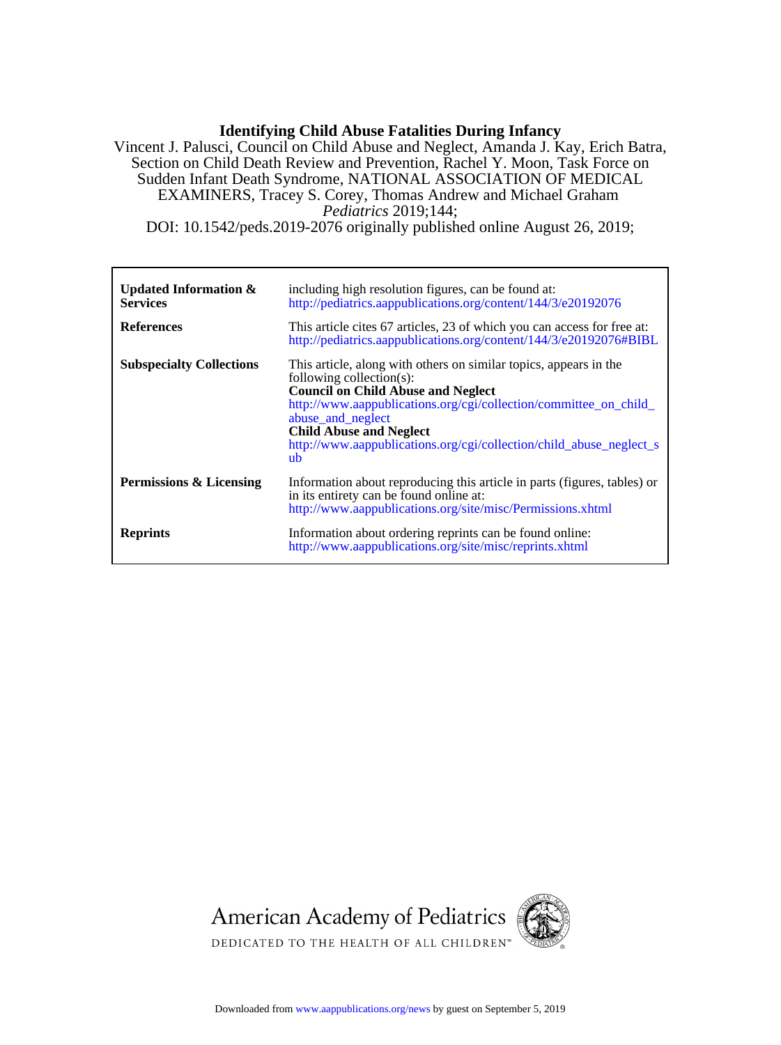# Identifying Child Abuse Fatalities During Infancy

Vincent J. Palusci, Council on Child Abuse and Neglect, Amanda J. Kay, Erich Batra, Section on Child Death Review and Prevention, Rachel Y. Moon, Task Force on Sudden Infant Death Syndrome, NATIONAL ASSOCIATION OF MEDICAL EXAMINERS, Tracey S. Corey, Thomas Andrew and Michael Graham

*Pediatrics* 2019;144;

DOI: 10.1542/peds.2019-2076 originally published online August 26, 2019;

| | |
|---|---|
| **Updated Information & Services** | including high resolution figures, can be found at: http://pediatrics.aappublications.org/content/144/3/e20192076 |
| **References** | This article cites 67 articles, 23 of which you can access for free at: http://pediatrics.aappublications.org/content/144/3/e20192076#BIBL |
| **Subspecialty Collections** | This article, along with others on similar topics, appears in the following collection(s): **Council on Child Abuse and Neglect** http://www.aappublications.org/cgi/collection/committee_on_child_abuse_and_neglect **Child Abuse and Neglect** http://www.aappublications.org/cgi/collection/child_abuse_neglect_sub |
| **Permissions & Licensing** | Information about reproducing this article in parts (figures, tables) or in its entirety can be found online at: http://www.aappublications.org/site/misc/Permissions.xhtml |
| **Reprints** | Information about ordering reprints can be found online: http://www.aappublications.org/site/misc/reprints.xhtml |

American Academy of Pediatrics

DEDICATED TO THE HEALTH OF ALL CHILDREN™

Downloaded from www.aappublications.org/news by guest on September 5, 2019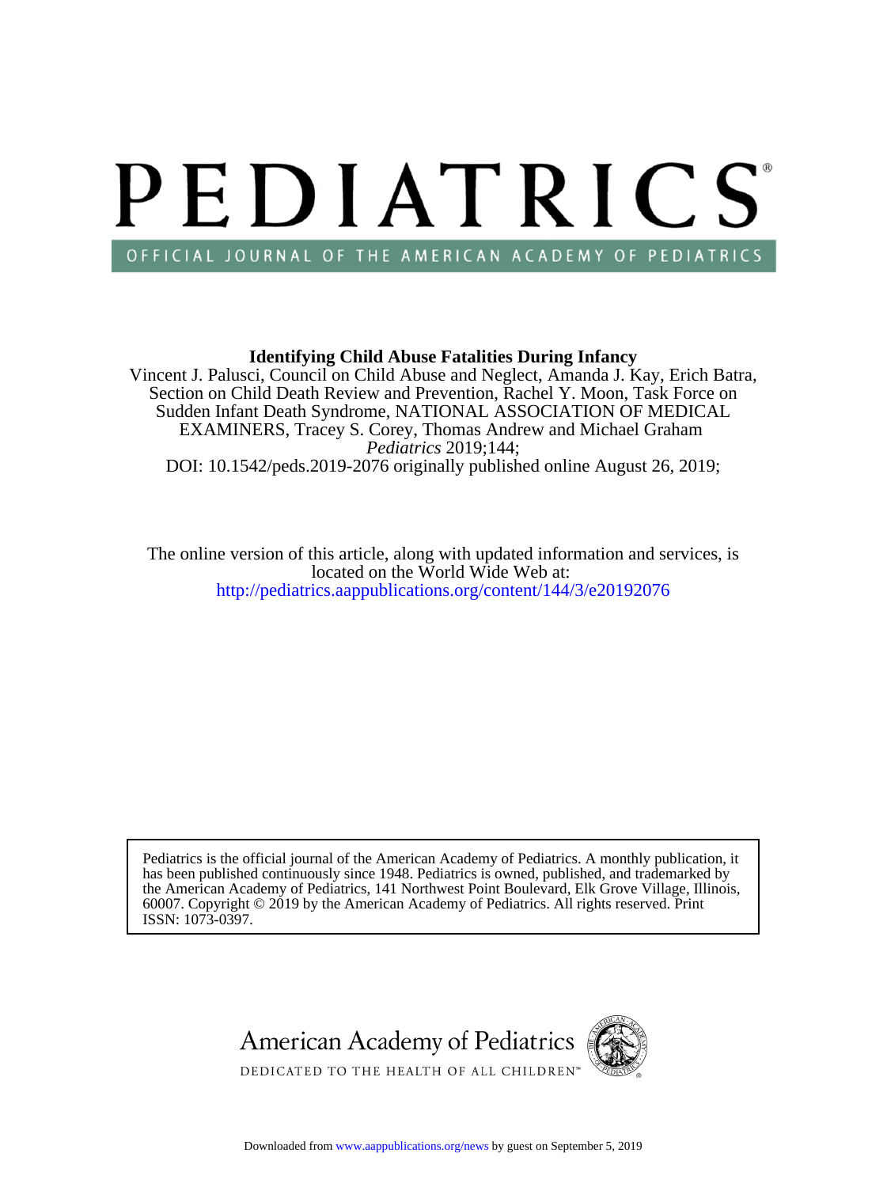# PEDIATRICS

OFFICIAL JOURNAL OF THE AMERICAN ACADEMY OF PEDIATRICS

**Identifying Child Abuse Fatalities During Infancy**

Vincent J. Palusci, Council on Child Abuse and Neglect, Amanda J. Kay, Erich Batra, Section on Child Death Review and Prevention, Rachel Y. Moon, Task Force on Sudden Infant Death Syndrome, NATIONAL ASSOCIATION OF MEDICAL EXAMINERS, Tracey S. Corey, Thomas Andrew and Michael Graham

*Pediatrics* 2019;144;

DOI: 10.1542/peds.2019-2076 originally published online August 26, 2019;

The online version of this article, along with updated information and services, is located on the World Wide Web at:

http://pediatrics.aappublications.org/content/144/3/e20192076

Pediatrics is the official journal of the American Academy of Pediatrics. A monthly publication, it has been published continuously since 1948. Pediatrics is owned, published, and trademarked by the American Academy of Pediatrics, 141 Northwest Point Boulevard, Elk Grove Village, Illinois, 60007. Copyright © 2019 by the American Academy of Pediatrics. All rights reserved. Print ISSN: 1073-0397.

American Academy of Pediatrics

DEDICATED TO THE HEALTH OF ALL CHILDREN™